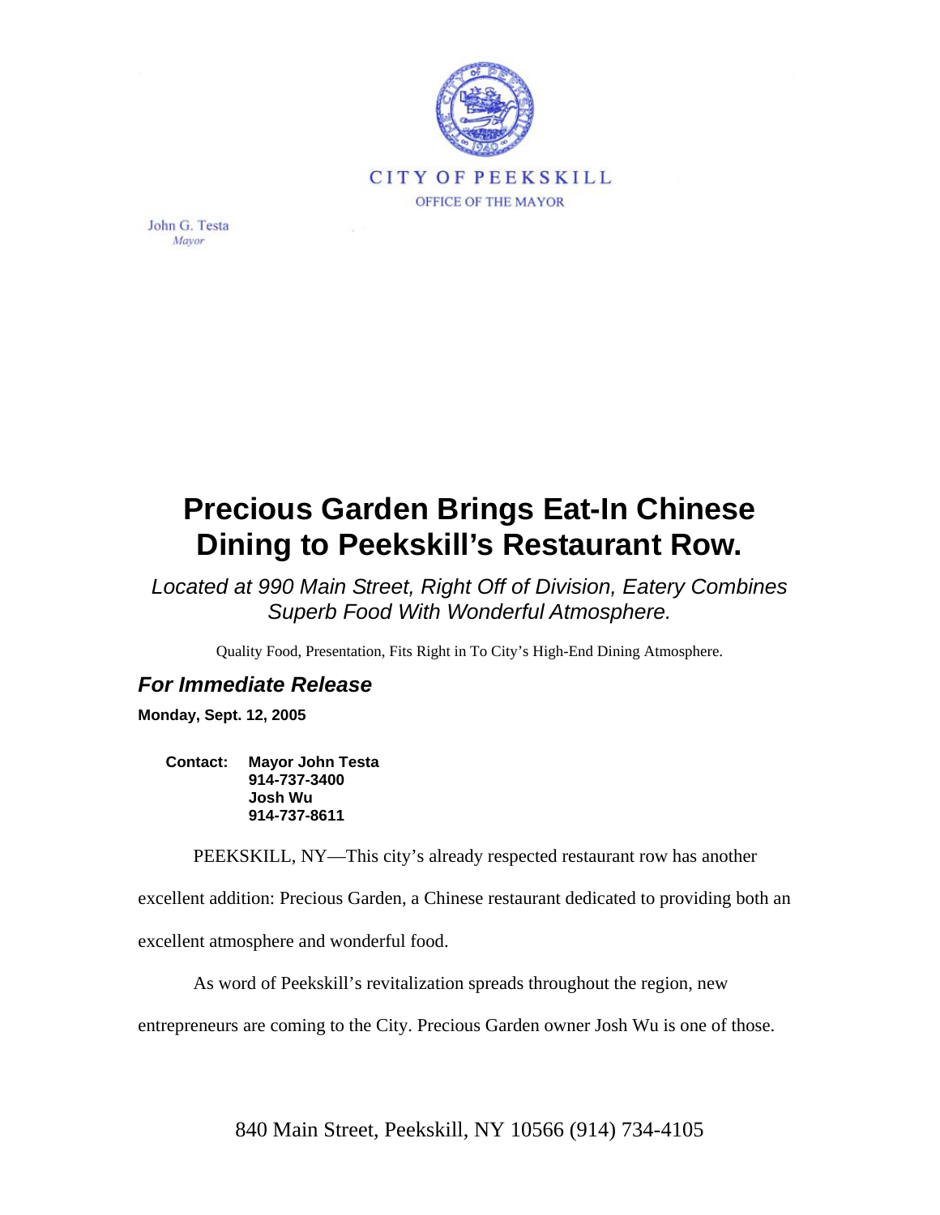CITY OF PEEKSKILL

OFFICE OF THE MAYOR

John G. Testa
*Mayor*

# Precious Garden Brings Eat-In Chinese Dining to Peekskill's Restaurant Row.

*Located at 990 Main Street, Right Off of Division, Eatery Combines Superb Food With Wonderful Atmosphere.*

Quality Food, Presentation, Fits Right in To City's High-End Dining Atmosphere.

## *For Immediate Release*

**Monday, Sept. 12, 2005**

**Contact:** **Mayor John Testa**
**914-737-3400**
**Josh Wu**
**914-737-8611**

PEEKSKILL, NY—This city's already respected restaurant row has another excellent addition: Precious Garden, a Chinese restaurant dedicated to providing both an excellent atmosphere and wonderful food.

As word of Peekskill's revitalization spreads throughout the region, new entrepreneurs are coming to the City. Precious Garden owner Josh Wu is one of those.

840 Main Street, Peekskill, NY 10566 (914) 734-4105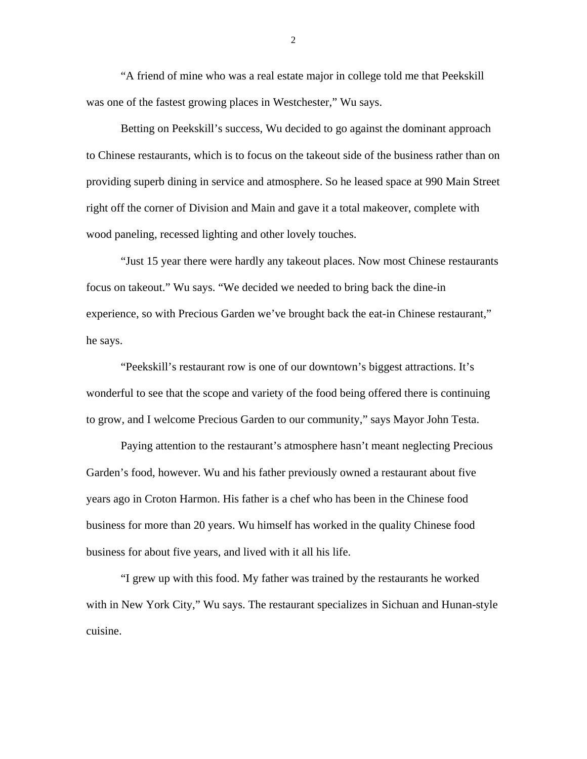"A friend of mine who was a real estate major in college told me that Peekskill was one of the fastest growing places in Westchester," Wu says.

Betting on Peekskill's success, Wu decided to go against the dominant approach to Chinese restaurants, which is to focus on the takeout side of the business rather than on providing superb dining in service and atmosphere. So he leased space at 990 Main Street right off the corner of Division and Main and gave it a total makeover, complete with wood paneling, recessed lighting and other lovely touches.

"Just 15 year there were hardly any takeout places. Now most Chinese restaurants focus on takeout." Wu says. "We decided we needed to bring back the dine-in experience, so with Precious Garden we've brought back the eat-in Chinese restaurant," he says.

"Peekskill's restaurant row is one of our downtown's biggest attractions. It's wonderful to see that the scope and variety of the food being offered there is continuing to grow, and I welcome Precious Garden to our community," says Mayor John Testa.

Paying attention to the restaurant's atmosphere hasn't meant neglecting Precious Garden's food, however. Wu and his father previously owned a restaurant about five years ago in Croton Harmon. His father is a chef who has been in the Chinese food business for more than 20 years. Wu himself has worked in the quality Chinese food business for about five years, and lived with it all his life.

"I grew up with this food. My father was trained by the restaurants he worked with in New York City," Wu says. The restaurant specializes in Sichuan and Hunan-style cuisine.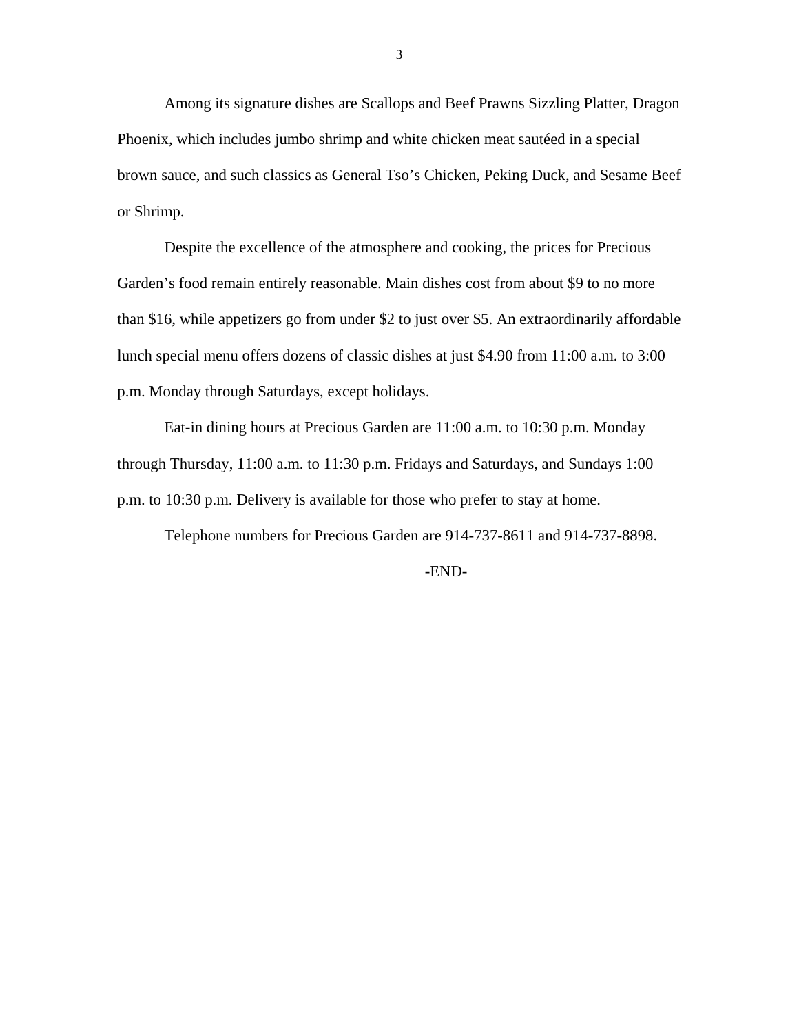Among its signature dishes are Scallops and Beef Prawns Sizzling Platter, Dragon Phoenix, which includes jumbo shrimp and white chicken meat sautéed in a special brown sauce, and such classics as General Tso's Chicken, Peking Duck, and Sesame Beef or Shrimp.

Despite the excellence of the atmosphere and cooking, the prices for Precious Garden's food remain entirely reasonable. Main dishes cost from about $9 to no more than $16, while appetizers go from under $2 to just over $5. An extraordinarily affordable lunch special menu offers dozens of classic dishes at just $4.90 from 11:00 a.m. to 3:00 p.m. Monday through Saturdays, except holidays.

Eat-in dining hours at Precious Garden are 11:00 a.m. to 10:30 p.m. Monday through Thursday, 11:00 a.m. to 11:30 p.m. Fridays and Saturdays, and Sundays 1:00 p.m. to 10:30 p.m. Delivery is available for those who prefer to stay at home.

Telephone numbers for Precious Garden are 914-737-8611 and 914-737-8898.

-END-